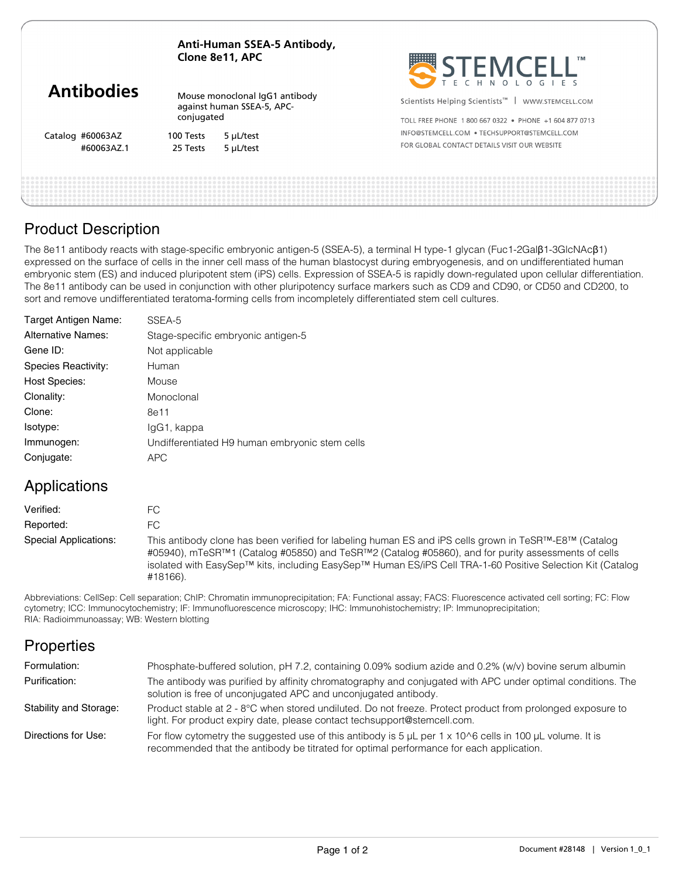# Anti-Human SSEA-5 Antibody, Clone 8e11, APC

## Antibodies

Mouse monoclonal IgG1 antibody against human SSEA-5, APC-conjugated

| | | |
|---|---|---|
| Catalog #60063AZ | 100 Tests | 5 µL/test |
| #60063AZ.1 | 25 Tests | 5 µL/test |

STEMCELL TECHNOLOGIES

Scientists Helping Scientists™ | WWW.STEMCELL.COM

TOLL FREE PHONE 1 800 667 0322 • PHONE +1 604 877 0713

INFO@STEMCELL.COM • TECHSUPPORT@STEMCELL.COM

FOR GLOBAL CONTACT DETAILS VISIT OUR WEBSITE

## Product Description

The 8e11 antibody reacts with stage-specific embryonic antigen-5 (SSEA-5), a terminal H type-1 glycan (Fuc1-2Galβ1-3GlcNAcβ1) expressed on the surface of cells in the inner cell mass of the human blastocyst during embryogenesis, and on undifferentiated human embryonic stem (ES) and induced pluripotent stem (iPS) cells. Expression of SSEA-5 is rapidly down-regulated upon cellular differentiation. The 8e11 antibody can be used in conjunction with other pluripotency surface markers such as CD9 and CD90, or CD50 and CD200, to sort and remove undifferentiated teratoma-forming cells from incompletely differentiated stem cell cultures.

| | |
|---|---|
| Target Antigen Name: | SSEA-5 |
| Alternative Names: | Stage-specific embryonic antigen-5 |
| Gene ID: | Not applicable |
| Species Reactivity: | Human |
| Host Species: | Mouse |
| Clonality: | Monoclonal |
| Clone: | 8e11 |
| Isotype: | IgG1, kappa |
| Immunogen: | Undifferentiated H9 human embryonic stem cells |
| Conjugate: | APC |

## Applications

| | |
|---|---|
| Verified: | FC |
| Reported: | FC |
| Special Applications: | This antibody clone has been verified for labeling human ES and iPS cells grown in TeSR™-E8™ (Catalog #05940), mTeSR™1 (Catalog #05850) and TeSR™2 (Catalog #05860), and for purity assessments of cells isolated with EasySep™ kits, including EasySep™ Human ES/iPS Cell TRA-1-60 Positive Selection Kit (Catalog #18166). |

Abbreviations: CellSep: Cell separation; ChIP: Chromatin immunoprecipitation; FA: Functional assay; FACS: Fluorescence activated cell sorting; FC: Flow cytometry; ICC: Immunocytochemistry; IF: Immunofluorescence microscopy; IHC: Immunohistochemistry; IP: Immunoprecipitation; RIA: Radioimmunoassay; WB: Western blotting

## Properties

| | |
|---|---|
| Formulation: | Phosphate-buffered solution, pH 7.2, containing 0.09% sodium azide and 0.2% (w/v) bovine serum albumin |
| Purification: | The antibody was purified by affinity chromatography and conjugated with APC under optimal conditions. The solution is free of unconjugated APC and unconjugated antibody. |
| Stability and Storage: | Product stable at 2 - 8°C when stored undiluted. Do not freeze. Protect product from prolonged exposure to light. For product expiry date, please contact techsupport@stemcell.com. |
| Directions for Use: | For flow cytometry the suggested use of this antibody is 5 µL per 1 x 10^6 cells in 100 µL volume. It is recommended that the antibody be titrated for optimal performance for each application. |

Document #28148 | Version 1_0_1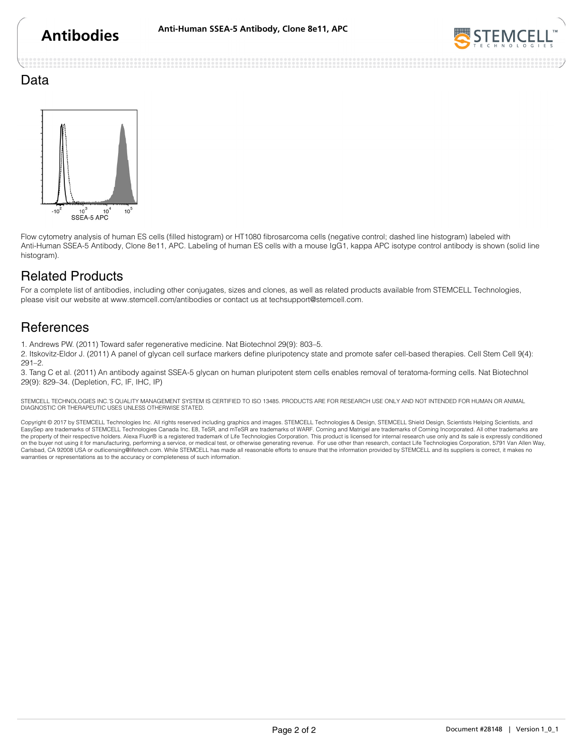## Data

$-10^2$ $10^3$ $10^4$ $10^5$

SSEA-5 APC

Flow cytometry analysis of human ES cells (filled histogram) or HT1080 fibrosarcoma cells (negative control; dashed line histogram) labeled with Anti-Human SSEA-5 Antibody, Clone 8e11, APC. Labeling of human ES cells with a mouse IgG1, kappa APC isotype control antibody is shown (solid line histogram).

## Related Products

For a complete list of antibodies, including other conjugates, sizes and clones, as well as related products available from STEMCELL Technologies, please visit our website at www.stemcell.com/antibodies or contact us at techsupport@stemcell.com.

## References

1. Andrews PW. (2011) Toward safer regenerative medicine. Nat Biotechnol 29(9): 803–5.
2. Itskovitz-Eldor J. (2011) A panel of glycan cell surface markers define pluripotency state and promote safer cell-based therapies. Cell Stem Cell 9(4): 291–2.
3. Tang C et al. (2011) An antibody against SSEA-5 glycan on human pluripotent stem cells enables removal of teratoma-forming cells. Nat Biotechnol 29(9): 829–34. (Depletion, FC, IF, IHC, IP)

STEMCELL TECHNOLOGIES INC.'S QUALITY MANAGEMENT SYSTEM IS CERTIFIED TO ISO 13485. PRODUCTS ARE FOR RESEARCH USE ONLY AND NOT INTENDED FOR HUMAN OR ANIMAL DIAGNOSTIC OR THERAPEUTIC USES UNLESS OTHERWISE STATED.

Copyright © 2017 by STEMCELL Technologies Inc. All rights reserved including graphics and images. STEMCELL Technologies & Design, STEMCELL Shield Design, Scientists Helping Scientists, and EasySep are trademarks of STEMCELL Technologies Canada Inc. E8, TeSR, and mTeSR are trademarks of WARF. Corning and Matrigel are trademarks of Corning Incorporated. All other trademarks are the property of their respective holders. Alexa Fluor® is a registered trademark of Life Technologies Corporation. This product is licensed for internal research use only and its sale is expressly conditioned on the buyer not using it for manufacturing, performing a service, or medical test, or otherwise generating revenue. For use other than research, contact Life Technologies Corporation, 5791 Van Allen Way, Carlsbad, CA 92008 USA or outlicensing@lifetech.com. While STEMCELL has made all reasonable efforts to ensure that the information provided by STEMCELL and its suppliers is correct, it makes no warranties or representations as to the accuracy or completeness of such information.